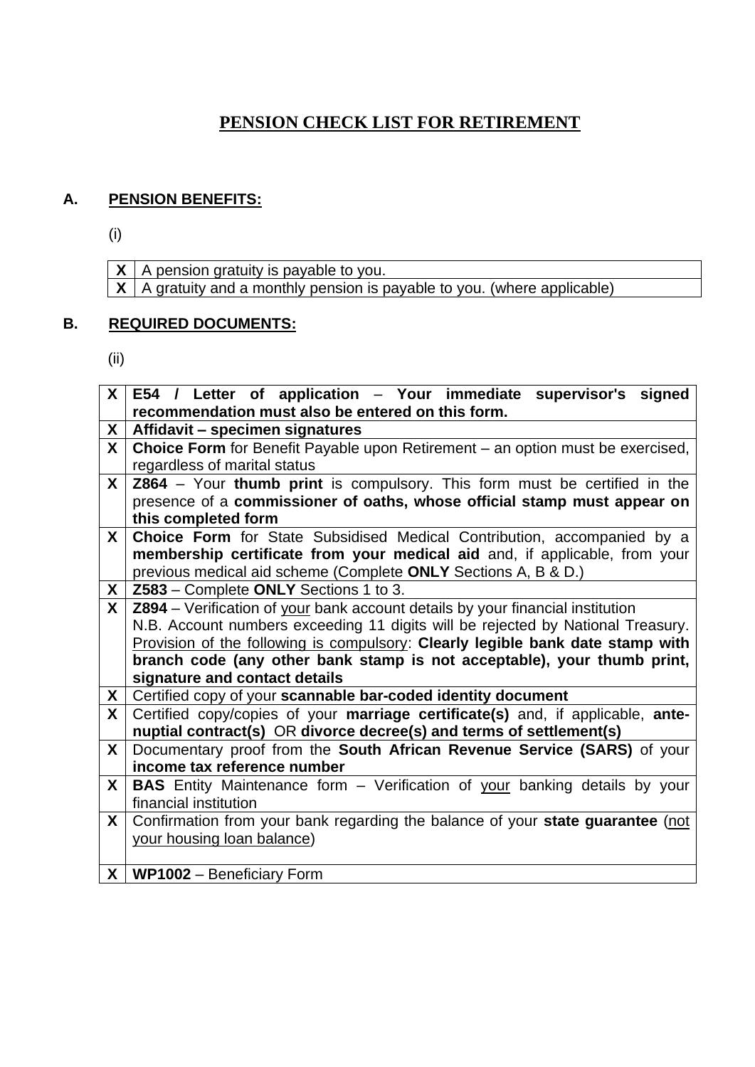# PENSION CHECK LIST FOR RETIREMENT

## A. PENSION BENEFITS:

(i)

| | |
|---|---|
| **X** | A pension gratuity is payable to you. |
| **X** | A gratuity and a monthly pension is payable to you. (where applicable) |

## B. REQUIRED DOCUMENTS:

(ii)

| | |
|---|---|
| **X** | **E54 / Letter of application** – **Your immediate supervisor's signed recommendation must also be entered on this form.** |
| **X** | **Affidavit – specimen signatures** |
| **X** | **Choice Form** for Benefit Payable upon Retirement – an option must be exercised, regardless of marital status |
| **X** | **Z864** – Your **thumb print** is compulsory. This form must be certified in the presence of a **commissioner of oaths, whose official stamp must appear on this completed form** |
| **X** | **Choice Form** for State Subsidised Medical Contribution, accompanied by a **membership certificate from your medical aid** and, if applicable, from your previous medical aid scheme (Complete **ONLY** Sections A, B & D.) |
| **X** | **Z583** – Complete **ONLY** Sections 1 to 3. |
| **X** | **Z894** – Verification of your bank account details by your financial institution N.B. Account numbers exceeding 11 digits will be rejected by National Treasury. Provision of the following is compulsory: **Clearly legible bank date stamp with branch code (any other bank stamp is not acceptable), your thumb print, signature and contact details** |
| **X** | Certified copy of your **scannable bar-coded identity document** |
| **X** | Certified copy/copies of your **marriage certificate(s)** and, if applicable, **ante-nuptial contract(s)** OR **divorce decree(s) and terms of settlement(s)** |
| **X** | Documentary proof from the **South African Revenue Service (SARS)** of your **income tax reference number** |
| **X** | **BAS** Entity Maintenance form – Verification of your banking details by your financial institution |
| **X** | Confirmation from your bank regarding the balance of your **state guarantee** (not your housing loan balance) |
| **X** | **WP1002** – Beneficiary Form |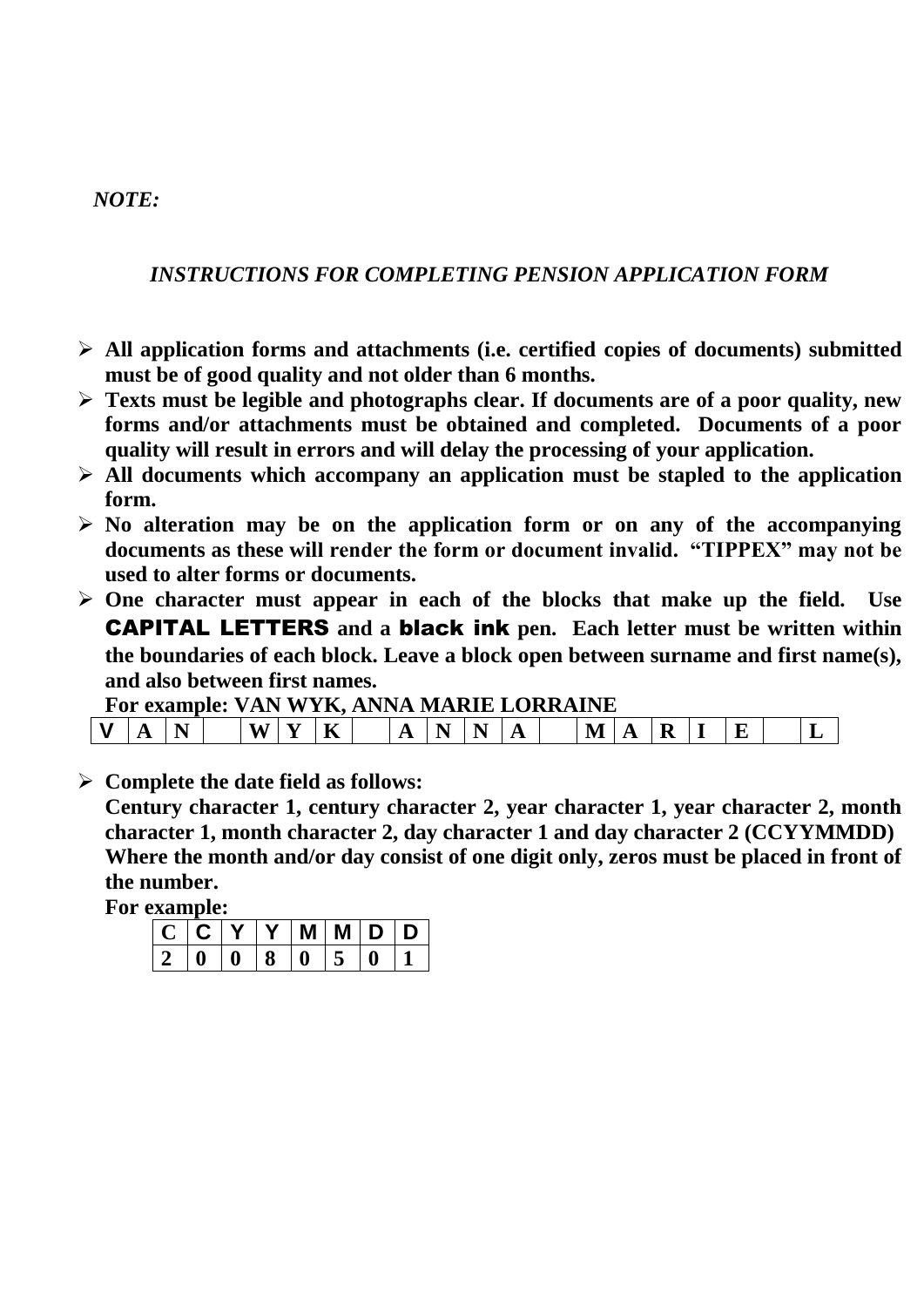*NOTE:*

## *INSTRUCTIONS FOR COMPLETING PENSION APPLICATION FORM*

- **All application forms and attachments (i.e. certified copies of documents) submitted must be of good quality and not older than 6 months.**
- **Texts must be legible and photographs clear. If documents are of a poor quality, new forms and/or attachments must be obtained and completed. Documents of a poor quality will result in errors and will delay the processing of your application.**
- **All documents which accompany an application must be stapled to the application form.**
- **No alteration may be on the application form or on any of the accompanying documents as these will render the form or document invalid. "TIPPEX" may not be used to alter forms or documents.**
- **One character must appear in each of the blocks that make up the field. Use CAPITAL LETTERS and a black ink pen. Each letter must be written within the boundaries of each block. Leave a block open between surname and first name(s), and also between first names.**

  **For example: VAN WYK, ANNA MARIE LORRAINE**

| | | | | | | | | | | | | | | | | | | | | |
|---|---|---|---|---|---|---|---|---|---|---|---|---|---|---|---|---|---|---|---|---|
| V | A | N | | W | Y | K | | A | N | N | A | | M | A | R | I | E | | L |

- **Complete the date field as follows:**

  **Century character 1, century character 2, year character 1, year character 2, month character 1, month character 2, day character 1 and day character 2 (CCYYMMDD)**

  **Where the month and/or day consist of one digit only, zeros must be placed in front of the number.**

  **For example:**

| C | C | Y | Y | M | M | D | D |
|---|---|---|---|---|---|---|---|
| 2 | 0 | 0 | 8 | 0 | 5 | 0 | 1 |